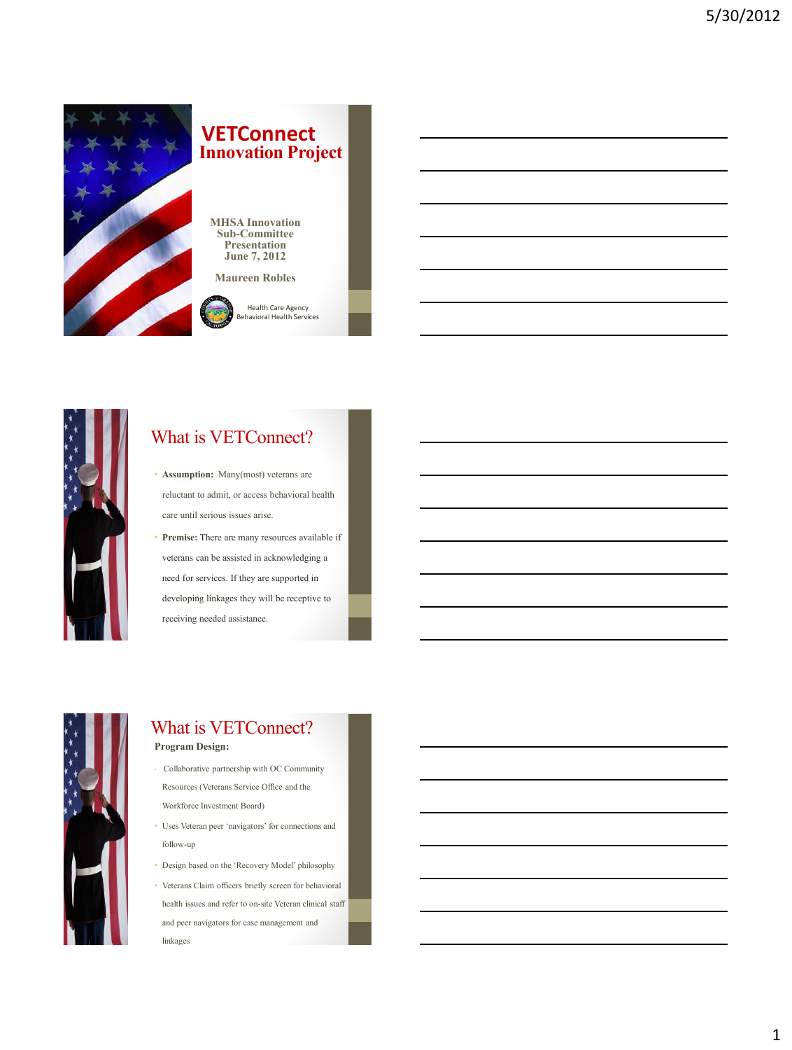# VETConnect Innovation Project

MHSA Innovation Sub-Committee Presentation
June 7, 2012

Maureen Robles

Health Care Agency
Behavioral Health Services

## What is VETConnect?

- **Assumption:** Many(most) veterans are reluctant to admit, or access behavioral health care until serious issues arise.
- **Premise:** There are many resources available if veterans can be assisted in acknowledging a need for services. If they are supported in developing linkages they will be receptive to receiving needed assistance.

## What is VETConnect?

**Program Design:**

- Collaborative partnership with OC Community Resources (Veterans Service Office and the Workforce Investment Board)
- Uses Veteran peer 'navigators' for connections and follow-up
- Design based on the 'Recovery Model' philosophy
- Veterans Claim officers briefly screen for behavioral health issues and refer to on-site Veteran clinical staff and peer navigators for case management and linkages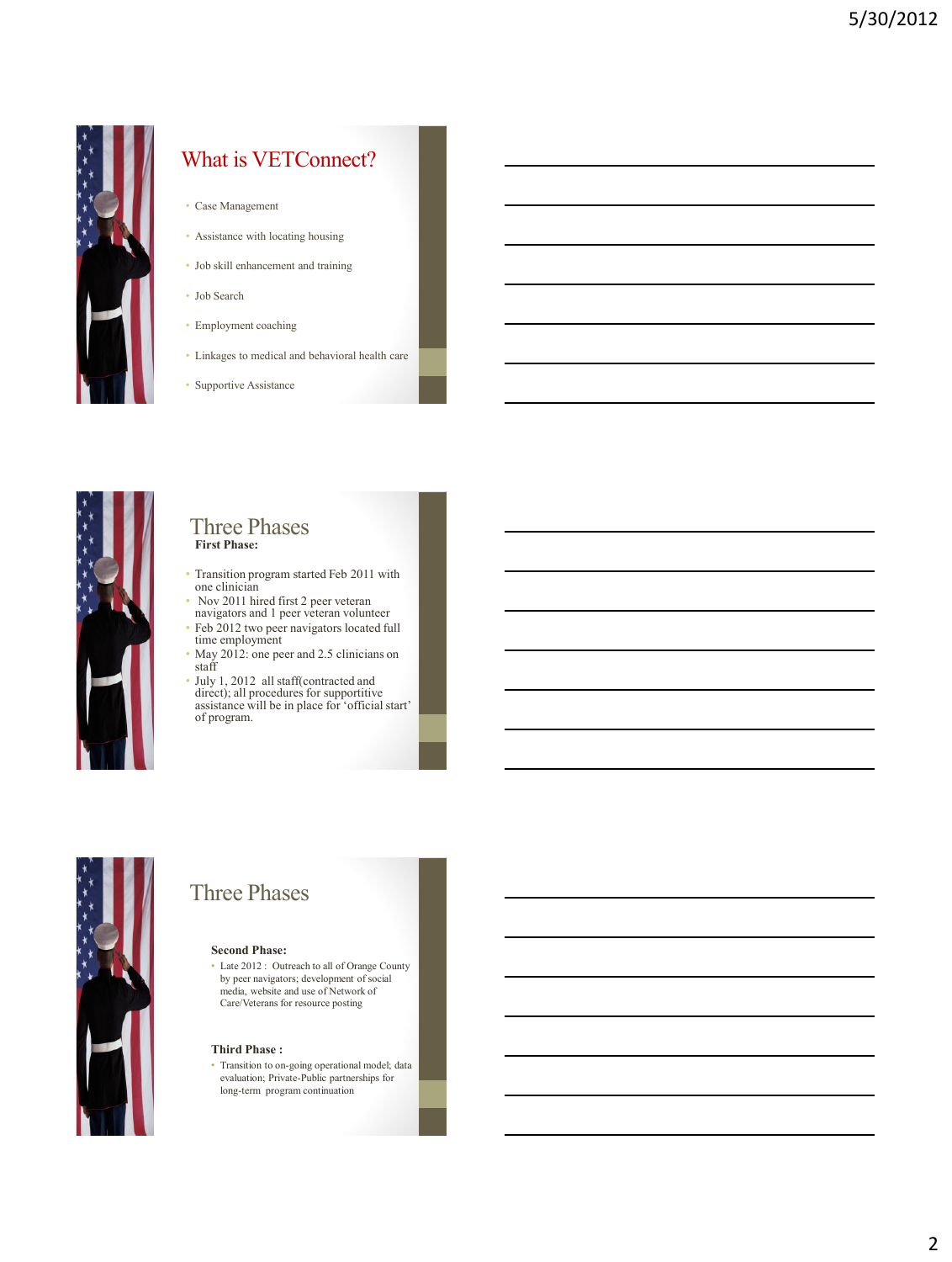## What is VETConnect?

- Case Management
- Assistance with locating housing
- Job skill enhancement and training
- Job Search
- Employment coaching
- Linkages to medical and behavioral health care
- Supportive Assistance

## Three Phases

**First Phase:**

- Transition program started Feb 2011 with one clinician
- Nov 2011 hired first 2 peer veteran navigators and 1 peer veteran volunteer
- Feb 2012 two peer navigators located full time employment
- May 2012: one peer and 2.5 clinicians on staff
- July 1, 2012 all staff(contracted and direct); all procedures for supportitive assistance will be in place for 'official start' of program.

## Three Phases

**Second Phase:**

- Late 2012 : Outreach to all of Orange County by peer navigators; development of social media, website and use of Network of Care/Veterans for resource posting

**Third Phase :**

- Transition to on-going operational model; data evaluation; Private-Public partnerships for long-term program continuation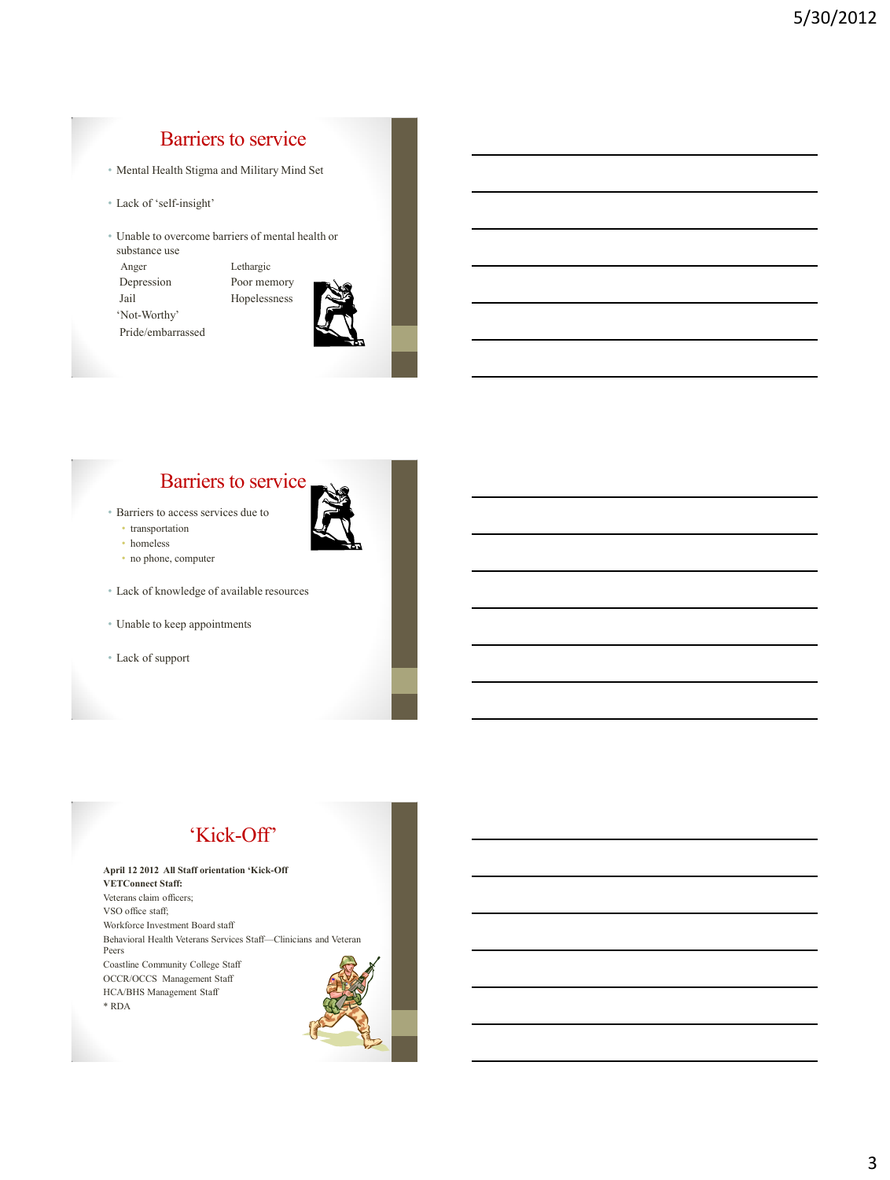## Barriers to service

- Mental Health Stigma and Military Mind Set
- Lack of 'self-insight'
- Unable to overcome barriers of mental health or substance use

| | |
|---|---|
| Anger | Lethargic |
| Depression | Poor memory |
| Jail | Hopelessness |
| 'Not-Worthy' | |
| Pride/embarrassed | |

## Barriers to service

- Barriers to access services due to
  - transportation
  - homeless
  - no phone, computer
- Lack of knowledge of available resources
- Unable to keep appointments
- Lack of support

## 'Kick-Off'

**April 12 2012 All Staff orientation 'Kick-Off**
**VETConnect Staff:**
Veterans claim officers;
VSO office staff;
Workforce Investment Board staff
Behavioral Health Veterans Services Staff—Clinicians and Veteran Peers
Coastline Community College Staff
OCCR/OCCS Management Staff
HCA/BHS Management Staff
* RDA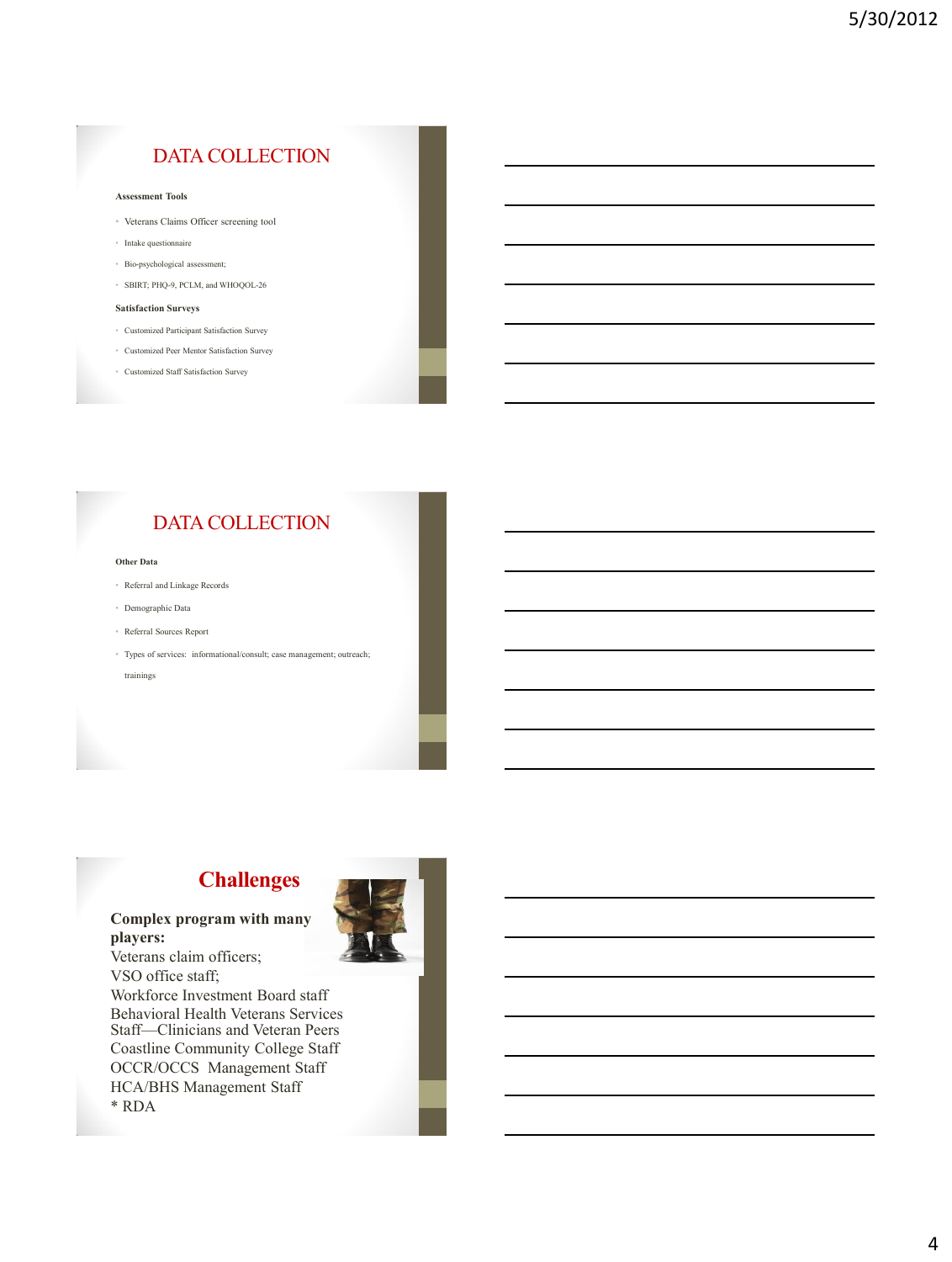## DATA COLLECTION

**Assessment Tools**

- Veterans Claims Officer screening tool
- Intake questionnaire
- Bio-psychological assessment;
- SBIRT; PHQ-9, PCLM, and WHOQOL-26

**Satisfaction Surveys**

- Customized Participant Satisfaction Survey
- Customized Peer Mentor Satisfaction Survey
- Customized Staff Satisfaction Survey

## DATA COLLECTION

**Other Data**

- Referral and Linkage Records
- Demographic Data
- Referral Sources Report
- Types of services: informational/consult; case management; outreach; trainings

## Challenges

**Complex program with many players:**

Veterans claim officers;
VSO office staff;
Workforce Investment Board staff
Behavioral Health Veterans Services Staff—Clinicians and Veteran Peers
Coastline Community College Staff
OCCR/OCCS Management Staff
HCA/BHS Management Staff
* RDA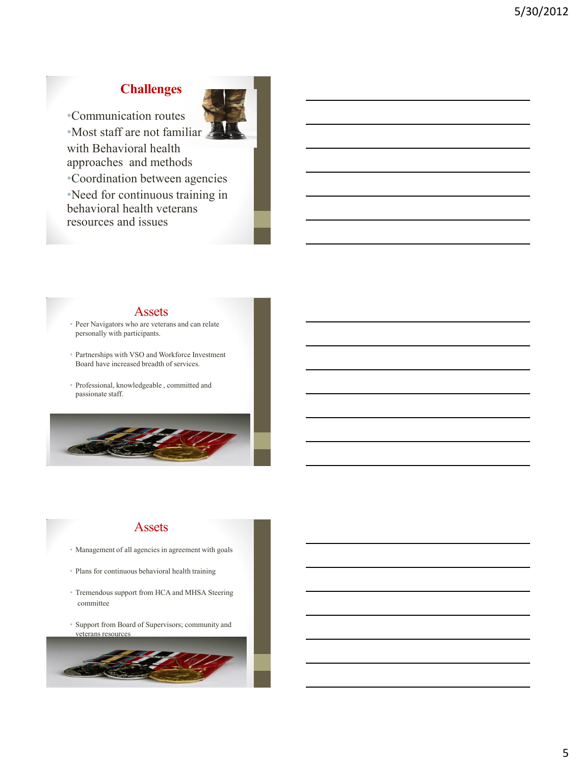## Challenges

- Communication routes
- Most staff are not familiar with Behavioral health approaches and methods
- Coordination between agencies
- Need for continuous training in behavioral health veterans resources and issues

## Assets

- Peer Navigators who are veterans and can relate personally with participants.
- Partnerships with VSO and Workforce Investment Board have increased breadth of services.
- Professional, knowledgeable , committed and passionate staff.

## Assets

- Management of all agencies in agreement with goals
- Plans for continuous behavioral health training
- Tremendous support from HCA and MHSA Steering committee
- Support from Board of Supervisors; community and veterans resources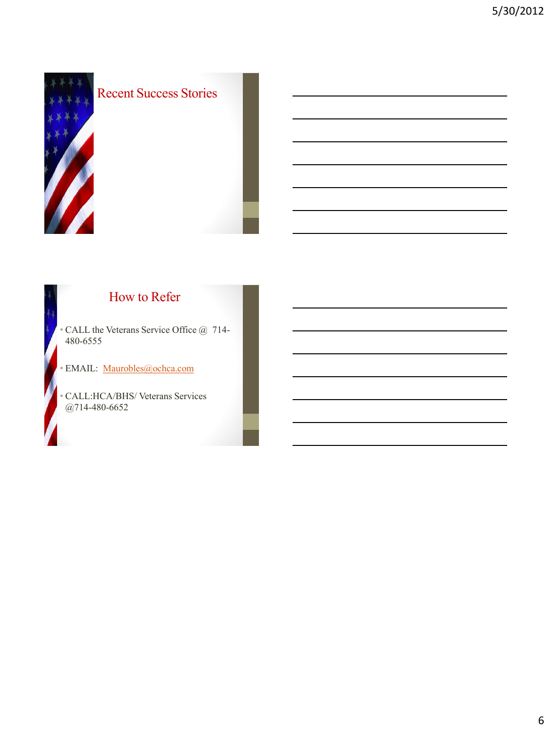## Recent Success Stories

## How to Refer

- CALL the Veterans Service Office @ 714-480-6555
- EMAIL: Maurobles@ochca.com
- CALL:HCA/BHS/ Veterans Services @714-480-6652